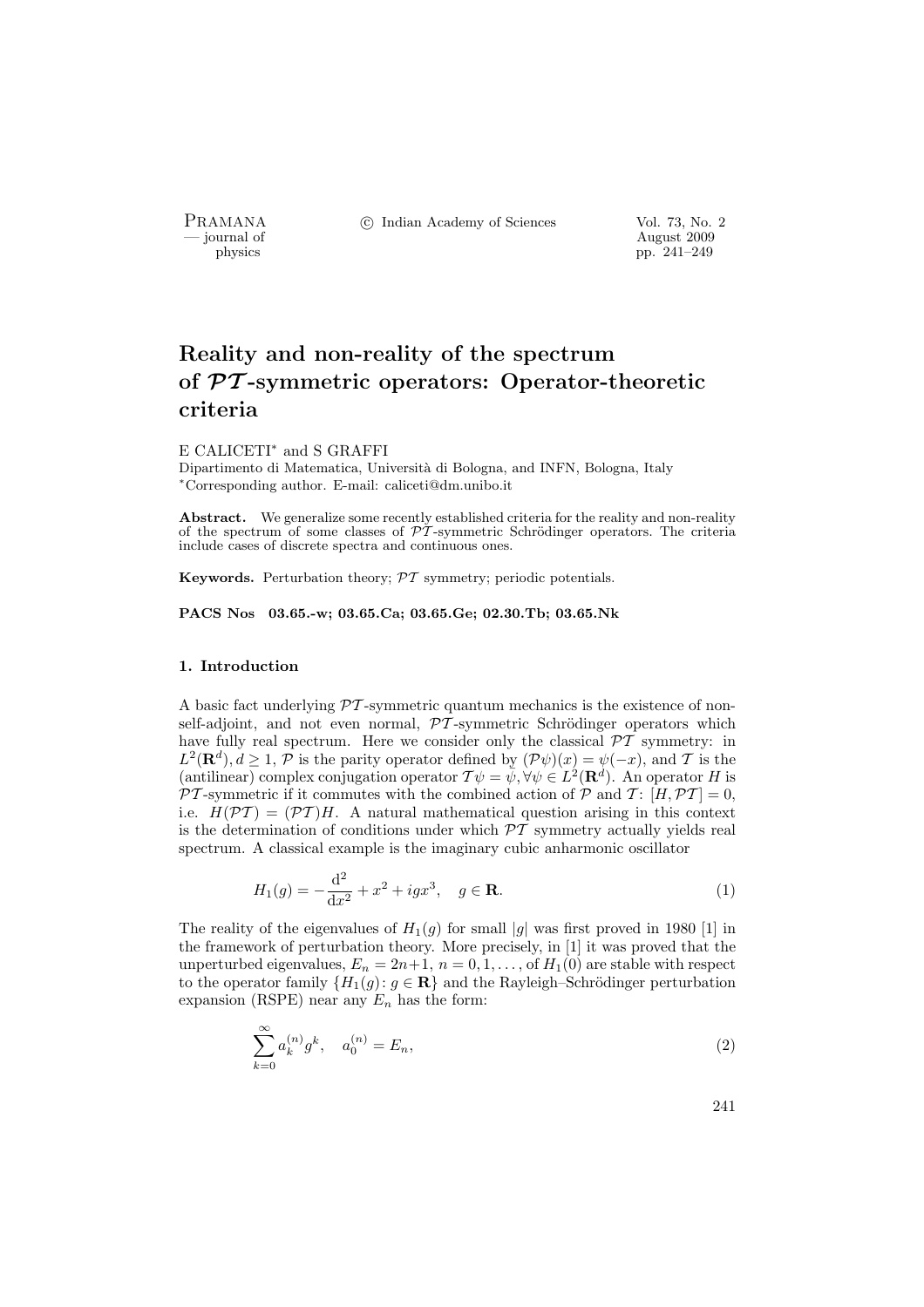# Reality and non-reality of the spectrum of $\mathcal{PT}$-symmetric operators: Operator-theoretic criteria

E CALICETI* and S GRAFFI

Dipartimento di Matematica, Università di Bologna, and INFN, Bologna, Italy

*Corresponding author. E-mail: caliceti@dm.unibo.it

**Abstract.** We generalize some recently established criteria for the reality and non-reality of the spectrum of some classes of $\mathcal{PT}$-symmetric Schrödinger operators. The criteria include cases of discrete spectra and continuous ones.

**Keywords.** Perturbation theory; $\mathcal{PT}$ symmetry; periodic potentials.

**PACS Nos** 03.65.-w; 03.65.Ca; 03.65.Ge; 02.30.Tb; 03.65.Nk

## 1. Introduction

A basic fact underlying $\mathcal{PT}$-symmetric quantum mechanics is the existence of non-self-adjoint, and not even normal, $\mathcal{PT}$-symmetric Schrödinger operators which have fully real spectrum. Here we consider only the classical $\mathcal{PT}$ symmetry: in $L^2(\mathbf{R}^d), d \geq 1$, $\mathcal{P}$ is the parity operator defined by $(\mathcal{P}\psi)(x) = \psi(-x)$, and $\mathcal{T}$ is the (antilinear) complex conjugation operator $\mathcal{T}\psi = \bar{\psi}, \forall \psi \in L^2(\mathbf{R}^d)$. An operator $H$ is $\mathcal{PT}$-symmetric if it commutes with the combined action of $\mathcal{P}$ and $\mathcal{T}$: $[H, \mathcal{PT}] = 0$, i.e. $H(\mathcal{PT}) = (\mathcal{PT})H$. A natural mathematical question arising in this context is the determination of conditions under which $\mathcal{PT}$ symmetry actually yields real spectrum. A classical example is the imaginary cubic anharmonic oscillator

$$H_1(g) = -\frac{\mathrm{d}^2}{\mathrm{d}x^2} + x^2 + igx^3, \quad g \in \mathbf{R}. \tag{1}$$

The reality of the eigenvalues of $H_1(g)$ for small $|g|$ was first proved in 1980 [1] in the framework of perturbation theory. More precisely, in [1] it was proved that the unperturbed eigenvalues, $E_n = 2n+1$, $n = 0, 1, \ldots$, of $H_1(0)$ are stable with respect to the operator family $\{H_1(g) \colon g \in \mathbf{R}\}$ and the Rayleigh–Schrödinger perturbation expansion (RSPE) near any $E_n$ has the form:

$$\sum_{k=0}^{\infty} a_k^{(n)} g^k, \quad a_0^{(n)} = E_n, \tag{2}$$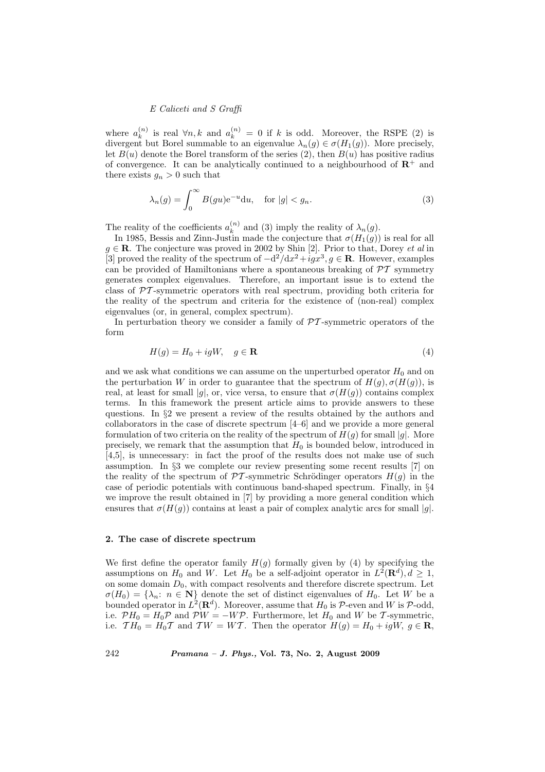where $a_k^{(n)}$ is real $\forall n, k$ and $a_k^{(n)} = 0$ if $k$ is odd. Moreover, the RSPE (2) is divergent but Borel summable to an eigenvalue $\lambda_n(g) \in \sigma(H_1(g))$. More precisely, let $B(u)$ denote the Borel transform of the series (2), then $B(u)$ has positive radius of convergence. It can be analytically continued to a neighbourhood of $\mathbf{R}^+$ and there exists $g_n > 0$ such that

$$\lambda_n(g) = \int_0^\infty B(gu)\mathrm{e}^{-u}\mathrm{d}u, \quad \text{for } |g| < g_n. \tag{3}$$

The reality of the coefficients $a_k^{(n)}$ and (3) imply the reality of $\lambda_n(g)$.

In 1985, Bessis and Zinn-Justin made the conjecture that $\sigma(H_1(g))$ is real for all $g \in \mathbf{R}$. The conjecture was proved in 2002 by Shin [2]. Prior to that, Dorey *et al* in [3] proved the reality of the spectrum of $-\mathrm{d}^2/\mathrm{d}x^2 + igx^3, g \in \mathbf{R}$. However, examples can be provided of Hamiltonians where a spontaneous breaking of $\mathcal{PT}$ symmetry generates complex eigenvalues. Therefore, an important issue is to extend the class of $\mathcal{PT}$-symmetric operators with real spectrum, providing both criteria for the reality of the spectrum and criteria for the existence of (non-real) complex eigenvalues (or, in general, complex spectrum).

In perturbation theory we consider a family of $\mathcal{PT}$-symmetric operators of the form

$$H(g) = H_0 + igW, \quad g \in \mathbf{R} \tag{4}$$

and we ask what conditions we can assume on the unperturbed operator $H_0$ and on the perturbation $W$ in order to guarantee that the spectrum of $H(g), \sigma(H(g))$, is real, at least for small $|g|$, or, vice versa, to ensure that $\sigma(H(g))$ contains complex terms. In this framework the present article aims to provide answers to these questions. In §2 we present a review of the results obtained by the authors and collaborators in the case of discrete spectrum [4–6] and we provide a more general formulation of two criteria on the reality of the spectrum of $H(g)$ for small $|g|$. More precisely, we remark that the assumption that $H_0$ is bounded below, introduced in [4,5], is unnecessary: in fact the proof of the results does not make use of such assumption. In §3 we complete our review presenting some recent results [7] on the reality of the spectrum of $\mathcal{PT}$-symmetric Schrödinger operators $H(g)$ in the case of periodic potentials with continuous band-shaped spectrum. Finally, in §4 we improve the result obtained in [7] by providing a more general condition which ensures that $\sigma(H(g))$ contains at least a pair of complex analytic arcs for small $|g|$.

## 2. The case of discrete spectrum

We first define the operator family $H(g)$ formally given by (4) by specifying the assumptions on $H_0$ and $W$. Let $H_0$ be a self-adjoint operator in $L^2(\mathbf{R}^d), d \geq 1$, on some domain $D_0$, with compact resolvents and therefore discrete spectrum. Let $\sigma(H_0) = \{\lambda_n \colon n \in \mathbf{N}\}$ denote the set of distinct eigenvalues of $H_0$. Let $W$ be a bounded operator in $L^2(\mathbf{R}^d)$. Moreover, assume that $H_0$ is $\mathcal{P}$-even and $W$ is $\mathcal{P}$-odd, i.e. $\mathcal{P}H_0 = H_0\mathcal{P}$ and $\mathcal{P}W = -W\mathcal{P}$. Furthermore, let $H_0$ and $W$ be $\mathcal{T}$-symmetric, i.e. $\mathcal{T}H_0 = H_0\mathcal{T}$ and $\mathcal{T}W = W\mathcal{T}$. Then the operator $H(g) = H_0 + igW$, $g \in \mathbf{R}$,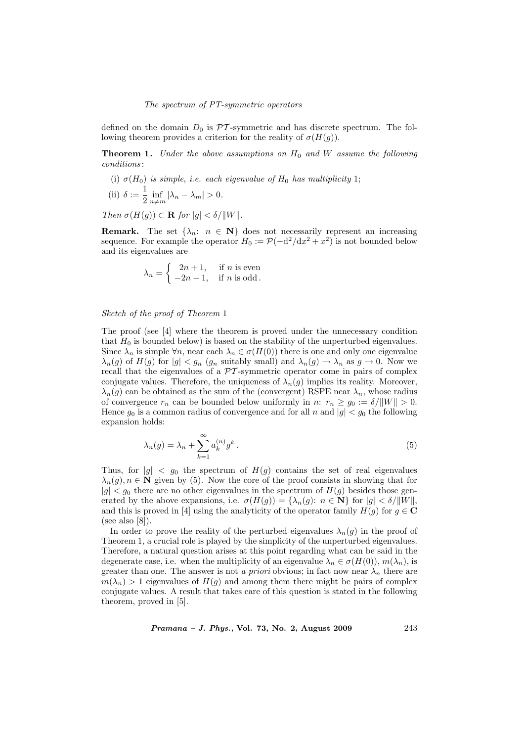defined on the domain $D_0$ is $\mathcal{PT}$-symmetric and has discrete spectrum. The following theorem provides a criterion for the reality of $\sigma(H(g))$.

**Theorem 1.** *Under the above assumptions on $H_0$ and $W$ assume the following conditions*:

(i) $\sigma(H_0)$ *is simple, i.e. each eigenvalue of $H_0$ has multiplicity* 1;

(ii) $\delta := \dfrac{1}{2} \inf_{n \neq m} |\lambda_n - \lambda_m| > 0$.

*Then $\sigma(H(g)) \subset \mathbf{R}$ for $|g| < \delta/\|W\|$.*

**Remark.** The set $\{\lambda_n\colon\ n \in \mathbf{N}\}$ does not necessarily represent an increasing sequence. For example the operator $H_0 := \mathcal{P}(-\mathrm{d}^2/\mathrm{d}x^2 + x^2)$ is not bounded below and its eigenvalues are

$$\lambda_n = \begin{cases} 2n+1, & \text{if } n \text{ is even} \\ -2n-1, & \text{if } n \text{ is odd}. \end{cases}$$

*Sketch of the proof of Theorem* 1

The proof (see [4] where the theorem is proved under the unnecessary condition that $H_0$ is bounded below) is based on the stability of the unperturbed eigenvalues. Since $\lambda_n$ is simple $\forall n$, near each $\lambda_n \in \sigma(H(0))$ there is one and only one eigenvalue $\lambda_n(g)$ of $H(g)$ for $|g| < g_n$ ($g_n$ suitably small) and $\lambda_n(g) \to \lambda_n$ as $g \to 0$. Now we recall that the eigenvalues of a $\mathcal{PT}$-symmetric operator come in pairs of complex conjugate values. Therefore, the uniqueness of $\lambda_n(g)$ implies its reality. Moreover, $\lambda_n(g)$ can be obtained as the sum of the (convergent) RSPE near $\lambda_n$, whose radius of convergence $r_n$ can be bounded below uniformly in $n$: $r_n \geq g_0 := \delta/\|W\| > 0$. Hence $g_0$ is a common radius of convergence and for all $n$ and $|g| < g_0$ the following expansion holds:

$$\lambda_n(g) = \lambda_n + \sum_{k=1}^{\infty} a_k^{(n)} g^k. \tag{5}$$

Thus, for $|g| < g_0$ the spectrum of $H(g)$ contains the set of real eigenvalues $\lambda_n(g), n \in \mathbf{N}$ given by (5). Now the core of the proof consists in showing that for $|g| < g_0$ there are no other eigenvalues in the spectrum of $H(g)$ besides those generated by the above expansions, i.e. $\sigma(H(g)) = \{\lambda_n(g)\colon\ n \in \mathbf{N}\}$ for $|g| < \delta/\|W\|$, and this is proved in [4] using the analyticity of the operator family $H(g)$ for $g \in \mathbf{C}$ (see also [8]).

In order to prove the reality of the perturbed eigenvalues $\lambda_n(g)$ in the proof of Theorem 1, a crucial role is played by the simplicity of the unperturbed eigenvalues. Therefore, a natural question arises at this point regarding what can be said in the degenerate case, i.e. when the multiplicity of an eigenvalue $\lambda_n \in \sigma(H(0))$, $m(\lambda_n)$, is greater than one. The answer is not *a priori* obvious; in fact now near $\lambda_n$ there are $m(\lambda_n) > 1$ eigenvalues of $H(g)$ and among them there might be pairs of complex conjugate values. A result that takes care of this question is stated in the following theorem, proved in [5].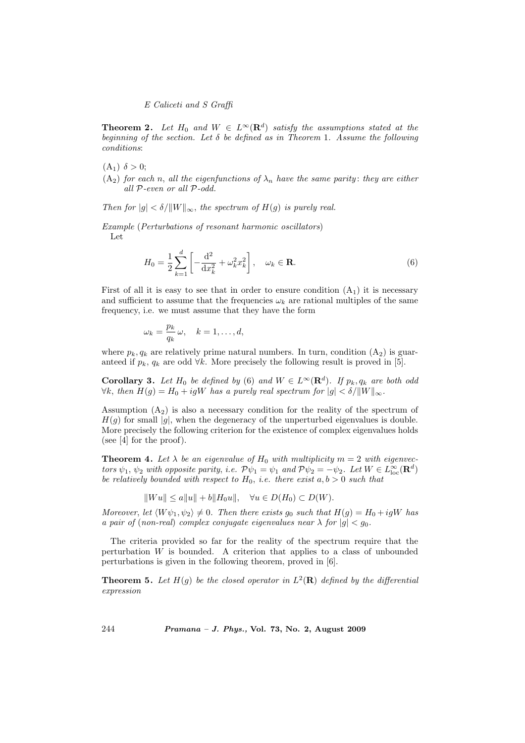**Theorem 2.** *Let $H_0$ and $W \in L^\infty(\mathbf{R}^d)$ satisfy the assumptions stated at the beginning of the section. Let $\delta$ be defined as in Theorem* 1. *Assume the following conditions*:

($A_1$) $\delta > 0$;

($A_2$) *for each $n$, all the eigenfunctions of $\lambda_n$ have the same parity*: *they are either all $\mathcal{P}$-even or all $\mathcal{P}$-odd.*

*Then for $|g| < \delta/\|W\|_\infty$, the spectrum of $H(g)$ is purely real.*

*Example* (*Perturbations of resonant harmonic oscillators*)
Let

$$H_0 = \frac{1}{2}\sum_{k=1}^{d}\left[-\frac{\mathrm{d}^2}{\mathrm{d}x_k^2} + \omega_k^2 x_k^2\right], \quad \omega_k \in \mathbf{R}. \tag{6}$$

First of all it is easy to see that in order to ensure condition ($A_1$) it is necessary and sufficient to assume that the frequencies $\omega_k$ are rational multiples of the same frequency, i.e. we must assume that they have the form

$$\omega_k = \frac{p_k}{q_k}\,\omega, \quad k = 1, \ldots, d,$$

where $p_k, q_k$ are relatively prime natural numbers. In turn, condition ($A_2$) is guaranteed if $p_k$, $q_k$ are odd $\forall k$. More precisely the following result is proved in [5].

**Corollary 3.** *Let $H_0$ be defined by* (6) *and $W \in L^\infty(\mathbf{R}^d)$. If $p_k, q_k$ are both odd $\forall k$, then $H(g) = H_0 + igW$ has a purely real spectrum for $|g| < \delta/\|W\|_\infty$.*

Assumption ($A_2$) is also a necessary condition for the reality of the spectrum of $H(g)$ for small $|g|$, when the degeneracy of the unperturbed eigenvalues is double. More precisely the following criterion for the existence of complex eigenvalues holds (see [4] for the proof).

**Theorem 4.** *Let $\lambda$ be an eigenvalue of $H_0$ with multiplicity $m = 2$ with eigenvectors $\psi_1$, $\psi_2$ with opposite parity, i.e. $\mathcal{P}\psi_1 = \psi_1$ and $\mathcal{P}\psi_2 = -\psi_2$. Let $W \in L^\infty_{\mathrm{loc}}(\mathbf{R}^d)$ be relatively bounded with respect to $H_0$, i.e. there exist $a, b > 0$ such that*

$$\|Wu\| \le a\|u\| + b\|H_0 u\|, \quad \forall u \in D(H_0) \subset D(W).$$

*Moreover, let $\langle W\psi_1, \psi_2\rangle \ne 0$. Then there exists $g_0$ such that $H(g) = H_0 + igW$ has a pair of* (*non-real*) *complex conjugate eigenvalues near $\lambda$ for $|g| < g_0$.*

The criteria provided so far for the reality of the spectrum require that the perturbation $W$ is bounded. A criterion that applies to a class of unbounded perturbations is given in the following theorem, proved in [6].

**Theorem 5.** *Let $H(g)$ be the closed operator in $L^2(\mathbf{R})$ defined by the differential expression*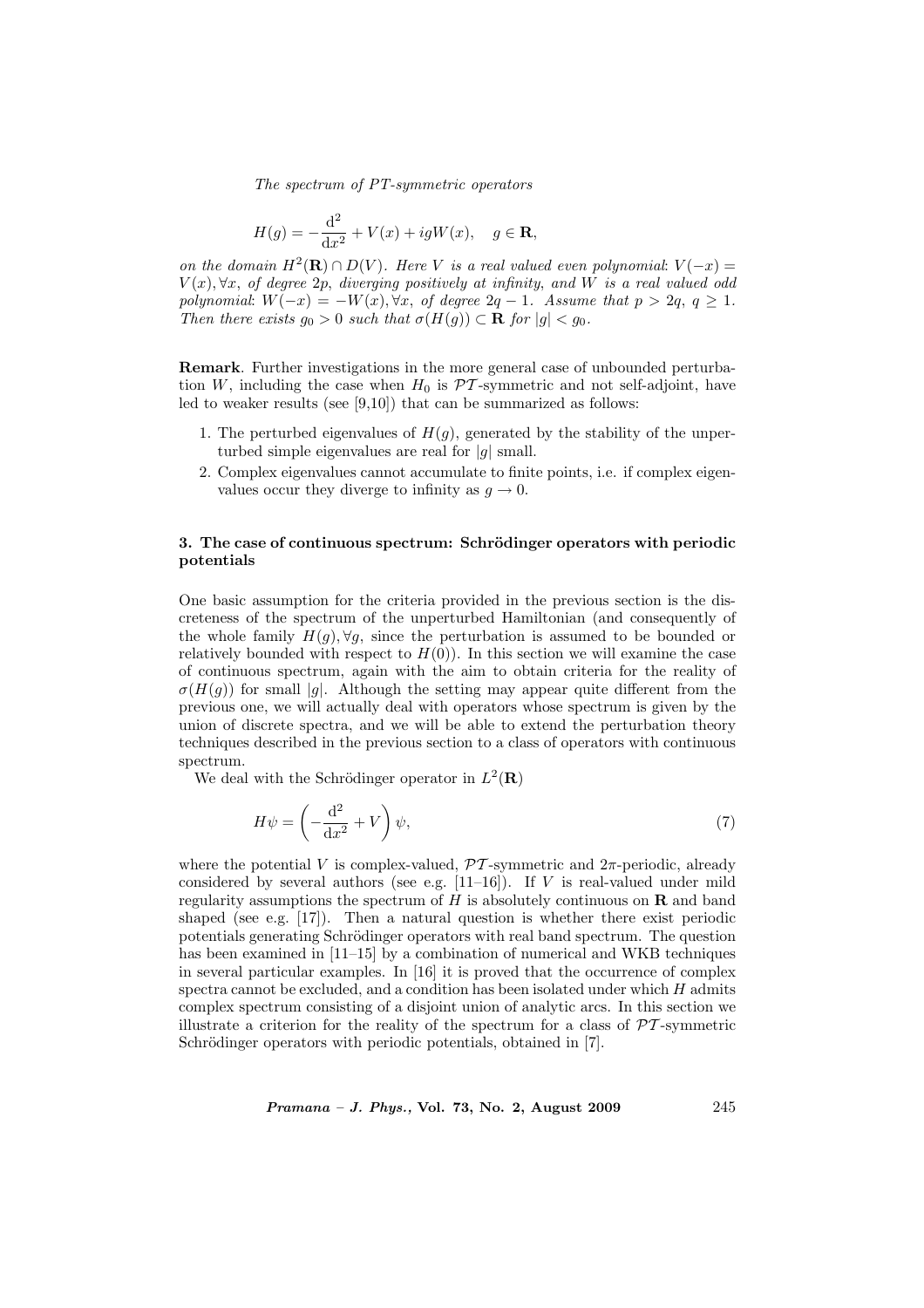*The spectrum of PT-symmetric operators*

$$H(g) = -\frac{\mathrm{d}^2}{\mathrm{d}x^2} + V(x) + igW(x), \quad g \in \mathbf{R},$$

*on the domain* $H^2(\mathbf{R}) \cap D(V)$. *Here* $V$ *is a real valued even polynomial:* $V(-x) = V(x), \forall x$, *of degree* $2p$, *diverging positively at infinity, and* $W$ *is a real valued odd polynomial:* $W(-x) = -W(x), \forall x$, *of degree* $2q-1$. *Assume that* $p > 2q$, $q \geq 1$. *Then there exists* $g_0 > 0$ *such that* $\sigma(H(g)) \subset \mathbf{R}$ *for* $|g| < g_0$.

**Remark**. Further investigations in the more general case of unbounded perturbation $W$, including the case when $H_0$ is $\mathcal{PT}$-symmetric and not self-adjoint, have led to weaker results (see [9,10]) that can be summarized as follows:

1. The perturbed eigenvalues of $H(g)$, generated by the stability of the unperturbed simple eigenvalues are real for $|g|$ small.
2. Complex eigenvalues cannot accumulate to finite points, i.e. if complex eigenvalues occur they diverge to infinity as $g \to 0$.

## 3. The case of continuous spectrum: Schrödinger operators with periodic potentials

One basic assumption for the criteria provided in the previous section is the discreteness of the spectrum of the unperturbed Hamiltonian (and consequently of the whole family $H(g), \forall g$, since the perturbation is assumed to be bounded or relatively bounded with respect to $H(0)$). In this section we will examine the case of continuous spectrum, again with the aim to obtain criteria for the reality of $\sigma(H(g))$ for small $|g|$. Although the setting may appear quite different from the previous one, we will actually deal with operators whose spectrum is given by the union of discrete spectra, and we will be able to extend the perturbation theory techniques described in the previous section to a class of operators with continuous spectrum.

We deal with the Schrödinger operator in $L^2(\mathbf{R})$

$$H\psi = \left(-\frac{\mathrm{d}^2}{\mathrm{d}x^2} + V\right)\psi, \tag{7}$$

where the potential $V$ is complex-valued, $\mathcal{PT}$-symmetric and $2\pi$-periodic, already considered by several authors (see e.g. [11–16]). If $V$ is real-valued under mild regularity assumptions the spectrum of $H$ is absolutely continuous on $\mathbf{R}$ and band shaped (see e.g. [17]). Then a natural question is whether there exist periodic potentials generating Schrödinger operators with real band spectrum. The question has been examined in [11–15] by a combination of numerical and WKB techniques in several particular examples. In [16] it is proved that the occurrence of complex spectra cannot be excluded, and a condition has been isolated under which $H$ admits complex spectrum consisting of a disjoint union of analytic arcs. In this section we illustrate a criterion for the reality of the spectrum for a class of $\mathcal{PT}$-symmetric Schrödinger operators with periodic potentials, obtained in [7].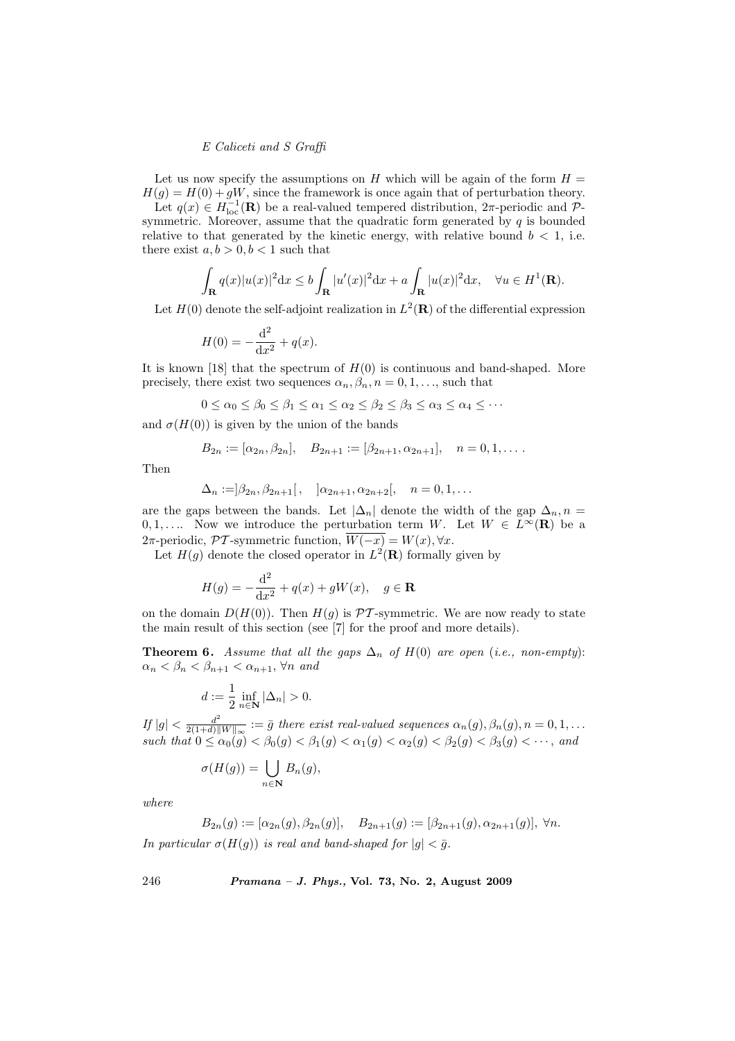Let us now specify the assumptions on $H$ which will be again of the form $H = H(g) = H(0) + gW$, since the framework is once again that of perturbation theory.

Let $q(x) \in H^{-1}_{\rm loc}(\mathbf{R})$ be a real-valued tempered distribution, $2\pi$-periodic and $\mathcal{P}$-symmetric. Moreover, assume that the quadratic form generated by $q$ is bounded relative to that generated by the kinetic energy, with relative bound $b < 1$, i.e. there exist $a, b > 0, b < 1$ such that

$$\int_{\mathbf{R}} q(x)|u(x)|^2 \mathrm{d}x \le b \int_{\mathbf{R}} |u'(x)|^2 \mathrm{d}x + a \int_{\mathbf{R}} |u(x)|^2 \mathrm{d}x, \quad \forall u \in H^1(\mathbf{R}).$$

Let $H(0)$ denote the self-adjoint realization in $L^2(\mathbf{R})$ of the differential expression

$$H(0) = -\frac{\mathrm{d}^2}{\mathrm{d}x^2} + q(x).$$

It is known [18] that the spectrum of $H(0)$ is continuous and band-shaped. More precisely, there exist two sequences $\alpha_n, \beta_n, n = 0, 1, \ldots$, such that

$$0 \le \alpha_0 \le \beta_0 \le \beta_1 \le \alpha_1 \le \alpha_2 \le \beta_2 \le \beta_3 \le \alpha_3 \le \alpha_4 \le \cdots$$

and $\sigma(H(0))$ is given by the union of the bands

$$B_{2n} := [\alpha_{2n}, \beta_{2n}], \quad B_{2n+1} := [\beta_{2n+1}, \alpha_{2n+1}], \quad n = 0, 1, \ldots .$$

Then

$$\Delta_n := ]\beta_{2n}, \beta_{2n+1}[\,, \quad ]\alpha_{2n+1}, \alpha_{2n+2}[, \quad n = 0, 1, \ldots$$

are the gaps between the bands. Let $|\Delta_n|$ denote the width of the gap $\Delta_n, n = 0, 1, \ldots$. Now we introduce the perturbation term $W$. Let $W \in L^\infty(\mathbf{R})$ be a $2\pi$-periodic, $\mathcal{PT}$-symmetric function, $\overline{W(-x)} = W(x), \forall x$.

Let $H(g)$ denote the closed operator in $L^2(\mathbf{R})$ formally given by

$$H(g) = -\frac{\mathrm{d}^2}{\mathrm{d}x^2} + q(x) + gW(x), \quad g \in \mathbf{R}$$

on the domain $D(H(0))$. Then $H(g)$ is $\mathcal{PT}$-symmetric. We are now ready to state the main result of this section (see [7] for the proof and more details).

**Theorem 6.** *Assume that all the gaps $\Delta_n$ of $H(0)$ are open (i.e., non-empty): $\alpha_n < \beta_n < \beta_{n+1} < \alpha_{n+1}$, $\forall n$ and*

$$d := \frac{1}{2} \inf_{n \in \mathbf{N}} |\Delta_n| > 0.$$

*If $|g| < \frac{d^2}{2(1+d)\|W\|_\infty} := \bar{g}$ there exist real-valued sequences $\alpha_n(g), \beta_n(g), n = 0, 1, \ldots$ such that $0 \le \alpha_0(g) < \beta_0(g) < \beta_1(g) < \alpha_1(g) < \alpha_2(g) < \beta_2(g) < \beta_3(g) < \cdots$, and*

$$\sigma(H(g)) = \bigcup_{n \in \mathbf{N}} B_n(g),$$

*where*

$$B_{2n}(g) := [\alpha_{2n}(g), \beta_{2n}(g)], \quad B_{2n+1}(g) := [\beta_{2n+1}(g), \alpha_{2n+1}(g)],\ \forall n.$$

*In particular $\sigma(H(g))$ is real and band-shaped for $|g| < \bar{g}$.*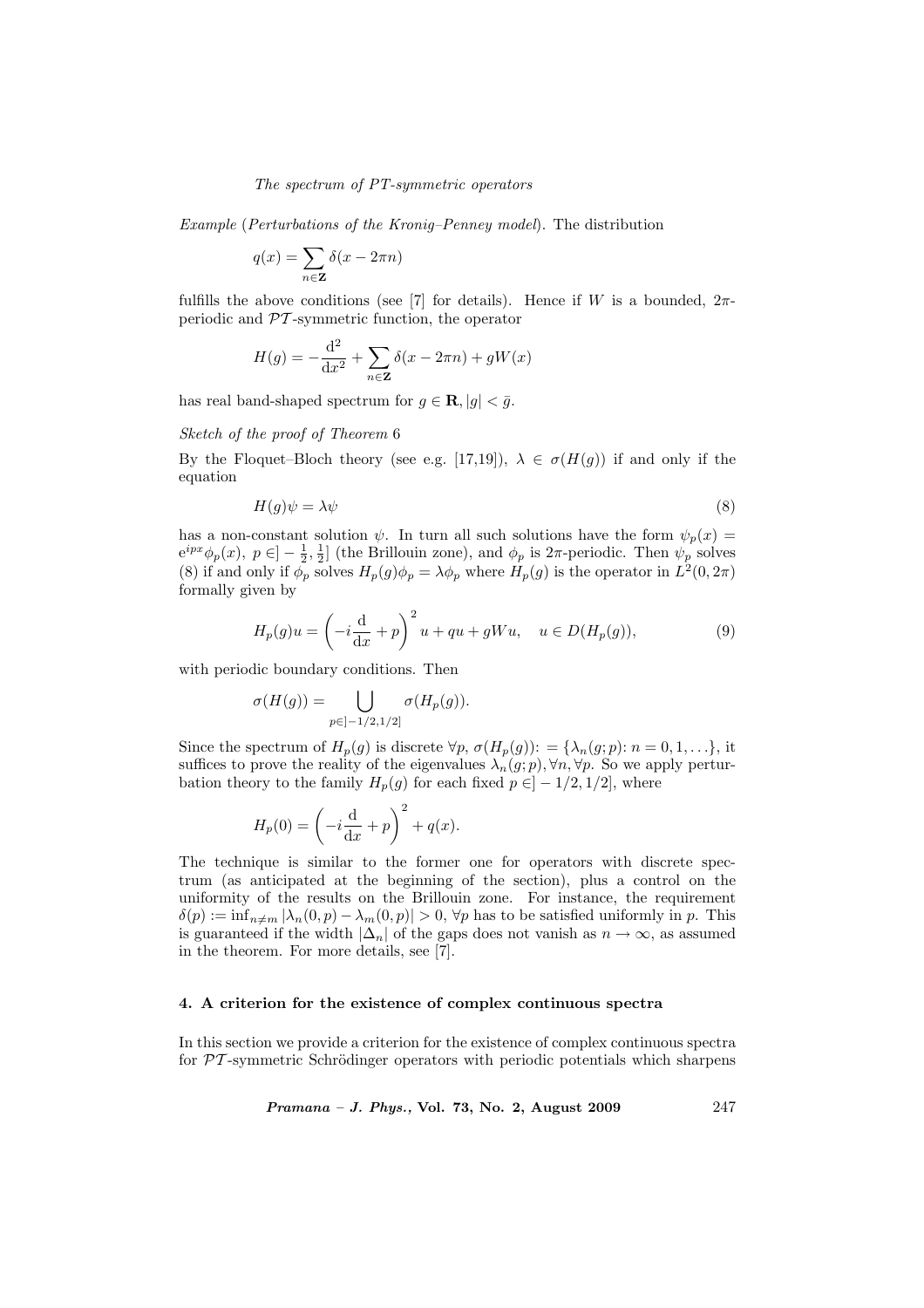*Example* (*Perturbations of the Kronig–Penney model*). The distribution

$$q(x) = \sum_{n\in\mathbf{Z}} \delta(x - 2\pi n)$$

fulfills the above conditions (see [7] for details). Hence if $W$ is a bounded, $2\pi$-periodic and $\mathcal{PT}$-symmetric function, the operator

$$H(g) = -\frac{\mathrm{d}^2}{\mathrm{d}x^2} + \sum_{n\in\mathbf{Z}} \delta(x - 2\pi n) + gW(x)$$

has real band-shaped spectrum for $g \in \mathbf{R}, |g| < \bar{g}$.

*Sketch of the proof of Theorem* 6

By the Floquet–Bloch theory (see e.g. [17,19]), $\lambda \in \sigma(H(g))$ if and only if the equation

$$H(g)\psi = \lambda\psi \tag{8}$$

has a non-constant solution $\psi$. In turn all such solutions have the form $\psi_p(x) = \mathrm{e}^{ipx}\phi_p(x)$, $p \in ]-\frac{1}{2}, \frac{1}{2}]$ (the Brillouin zone), and $\phi_p$ is $2\pi$-periodic. Then $\psi_p$ solves (8) if and only if $\phi_p$ solves $H_p(g)\phi_p = \lambda\phi_p$ where $H_p(g)$ is the operator in $L^2(0, 2\pi)$ formally given by

$$H_p(g)u = \left(-i\frac{\mathrm{d}}{\mathrm{d}x} + p\right)^2 u + qu + gWu, \quad u \in D(H_p(g)), \tag{9}$$

with periodic boundary conditions. Then

$$\sigma(H(g)) = \bigcup_{p\in]-1/2,1/2]} \sigma(H_p(g)).$$

Since the spectrum of $H_p(g)$ is discrete $\forall p$, $\sigma(H_p(g))\colon = \{\lambda_n(g;p)\colon n = 0, 1, \ldots\}$, it suffices to prove the reality of the eigenvalues $\lambda_n(g;p), \forall n, \forall p$. So we apply perturbation theory to the family $H_p(g)$ for each fixed $p \in ]-1/2, 1/2]$, where

$$H_p(0) = \left(-i\frac{\mathrm{d}}{\mathrm{d}x} + p\right)^2 + q(x).$$

The technique is similar to the former one for operators with discrete spectrum (as anticipated at the beginning of the section), plus a control on the uniformity of the results on the Brillouin zone. For instance, the requirement $\delta(p) := \inf_{n\neq m} |\lambda_n(0,p) - \lambda_m(0,p)| > 0$, $\forall p$ has to be satisfied uniformly in $p$. This is guaranteed if the width $|\Delta_n|$ of the gaps does not vanish as $n \to \infty$, as assumed in the theorem. For more details, see [7].

## 4. A criterion for the existence of complex continuous spectra

In this section we provide a criterion for the existence of complex continuous spectra for $\mathcal{PT}$-symmetric Schrödinger operators with periodic potentials which sharpens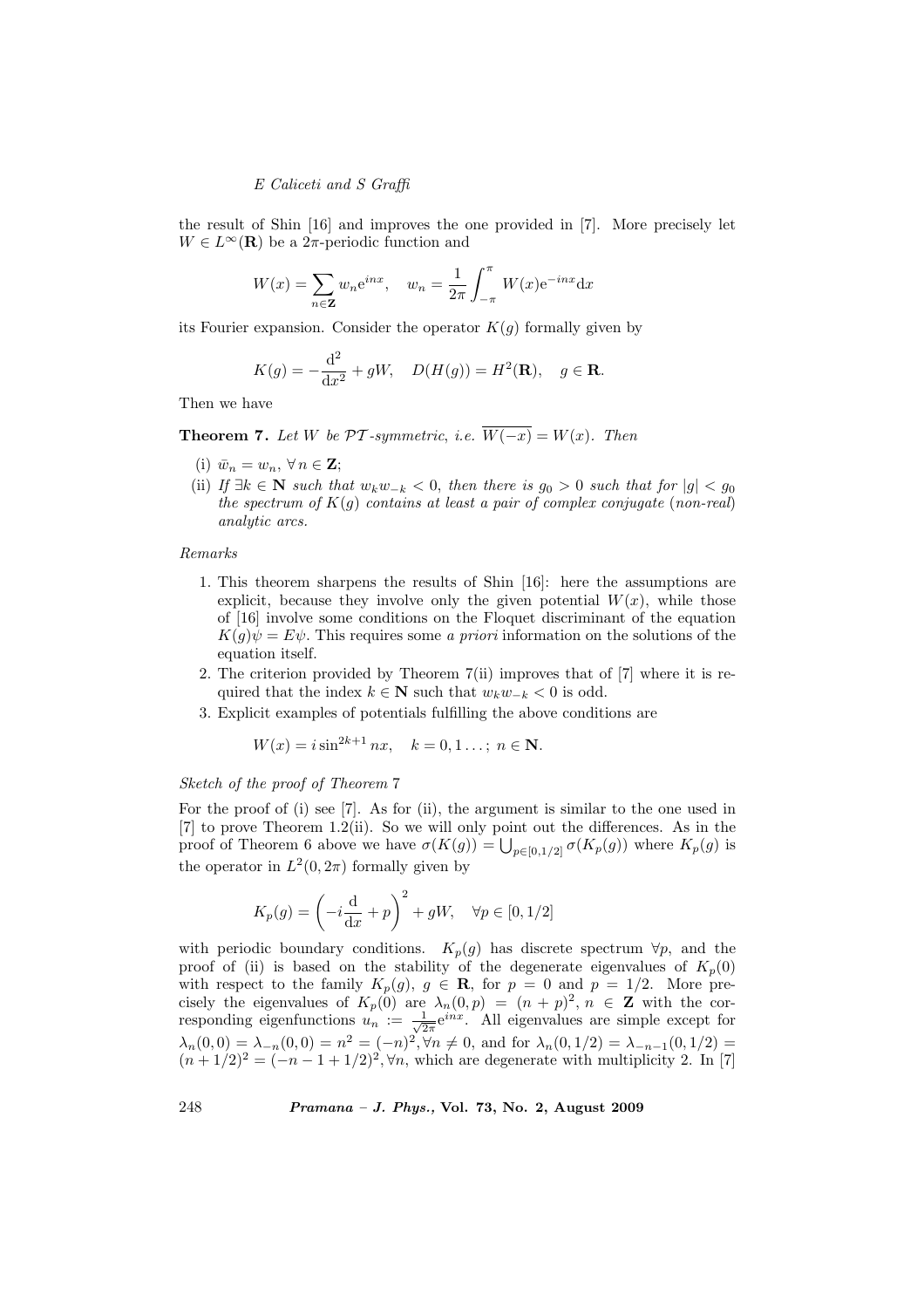the result of Shin [16] and improves the one provided in [7]. More precisely let $W \in L^\infty(\mathbf{R})$ be a $2\pi$-periodic function and

$$W(x) = \sum_{n\in\mathbf{Z}} w_n e^{inx}, \quad w_n = \frac{1}{2\pi}\int_{-\pi}^{\pi} W(x)e^{-inx}dx$$

its Fourier expansion. Consider the operator $K(g)$ formally given by

$$K(g) = -\frac{d^2}{dx^2} + gW, \quad D(H(g)) = H^2(\mathbf{R}), \quad g \in \mathbf{R}.$$

Then we have

**Theorem 7.** *Let $W$ be $\mathcal{PT}$-symmetric, i.e. $\overline{W(-x)} = W(x)$. Then*

(i) $\bar{w}_n = w_n, \ \forall\, n \in \mathbf{Z}$;

(ii) *If $\exists k \in \mathbf{N}$ such that $w_k w_{-k} < 0$, then there is $g_0 > 0$ such that for $|g| < g_0$ the spectrum of $K(g)$ contains at least a pair of complex conjugate (non-real) analytic arcs.*

*Remarks*

1. This theorem sharpens the results of Shin [16]: here the assumptions are explicit, because they involve only the given potential $W(x)$, while those of [16] involve some conditions on the Floquet discriminant of the equation $K(g)\psi = E\psi$. This requires some *a priori* information on the solutions of the equation itself.
2. The criterion provided by Theorem 7(ii) improves that of [7] where it is required that the index $k \in \mathbf{N}$ such that $w_k w_{-k} < 0$ is odd.
3. Explicit examples of potentials fulfilling the above conditions are

$$W(x) = i\sin^{2k+1} nx, \quad k = 0, 1 \ldots;\ n \in \mathbf{N}.$$

*Sketch of the proof of Theorem 7*

For the proof of (i) see [7]. As for (ii), the argument is similar to the one used in [7] to prove Theorem 1.2(ii). So we will only point out the differences. As in the proof of Theorem 6 above we have $\sigma(K(g)) = \bigcup_{p\in[0,1/2]} \sigma(K_p(g))$ where $K_p(g)$ is the operator in $L^2(0, 2\pi)$ formally given by

$$K_p(g) = \left(-i\frac{d}{dx} + p\right)^2 + gW, \quad \forall p \in [0, 1/2]$$

with periodic boundary conditions. $K_p(g)$ has discrete spectrum $\forall p$, and the proof of (ii) is based on the stability of the degenerate eigenvalues of $K_p(0)$ with respect to the family $K_p(g)$, $g \in \mathbf{R}$, for $p = 0$ and $p = 1/2$. More precisely the eigenvalues of $K_p(0)$ are $\lambda_n(0, p) = (n + p)^2$, $n \in \mathbf{Z}$ with the corresponding eigenfunctions $u_n := \frac{1}{\sqrt{2\pi}}e^{inx}$. All eigenvalues are simple except for $\lambda_n(0, 0) = \lambda_{-n}(0, 0) = n^2 = (-n)^2, \forall n \neq 0$, and for $\lambda_n(0, 1/2) = \lambda_{-n-1}(0, 1/2) = (n + 1/2)^2 = (-n - 1 + 1/2)^2, \forall n$, which are degenerate with multiplicity 2. In [7]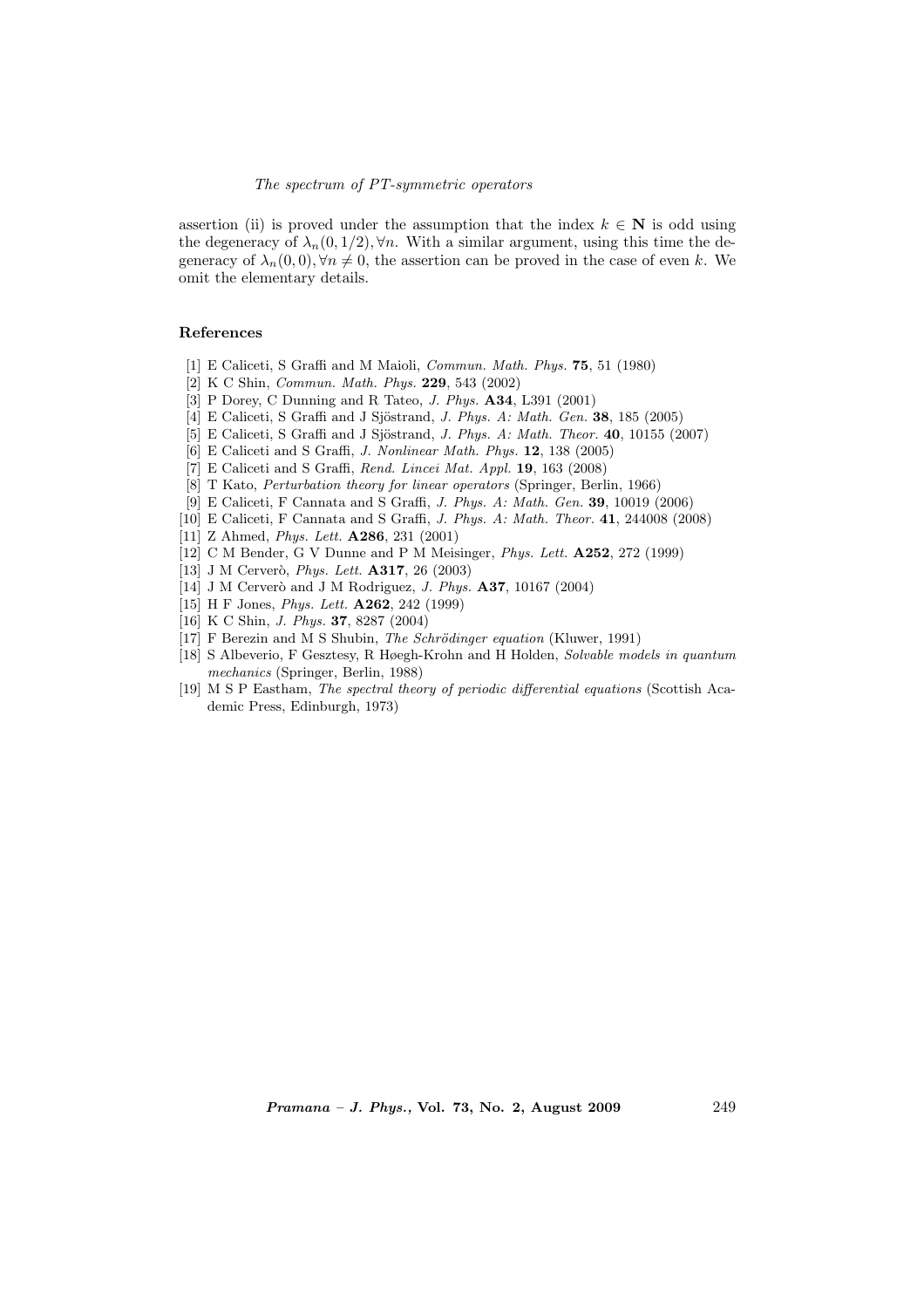assertion (ii) is proved under the assumption that the index $k \in \mathbf{N}$ is odd using the degeneracy of $\lambda_n(0, 1/2), \forall n$. With a similar argument, using this time the degeneracy of $\lambda_n(0, 0), \forall n \neq 0$, the assertion can be proved in the case of even $k$. We omit the elementary details.

## References

[1] E Caliceti, S Graffi and M Maioli, *Commun. Math. Phys.* **75**, 51 (1980)
[2] K C Shin, *Commun. Math. Phys.* **229**, 543 (2002)
[3] P Dorey, C Dunning and R Tateo, *J. Phys.* **A34**, L391 (2001)
[4] E Caliceti, S Graffi and J Sjöstrand, *J. Phys. A: Math. Gen.* **38**, 185 (2005)
[5] E Caliceti, S Graffi and J Sjöstrand, *J. Phys. A: Math. Theor.* **40**, 10155 (2007)
[6] E Caliceti and S Graffi, *J. Nonlinear Math. Phys.* **12**, 138 (2005)
[7] E Caliceti and S Graffi, *Rend. Lincei Mat. Appl.* **19**, 163 (2008)
[8] T Kato, *Perturbation theory for linear operators* (Springer, Berlin, 1966)
[9] E Caliceti, F Cannata and S Graffi, *J. Phys. A: Math. Gen.* **39**, 10019 (2006)
[10] E Caliceti, F Cannata and S Graffi, *J. Phys. A: Math. Theor.* **41**, 244008 (2008)
[11] Z Ahmed, *Phys. Lett.* **A286**, 231 (2001)
[12] C M Bender, G V Dunne and P M Meisinger, *Phys. Lett.* **A252**, 272 (1999)
[13] J M Cerverò, *Phys. Lett.* **A317**, 26 (2003)
[14] J M Cerverò and J M Rodriguez, *J. Phys.* **A37**, 10167 (2004)
[15] H F Jones, *Phys. Lett.* **A262**, 242 (1999)
[16] K C Shin, *J. Phys.* **37**, 8287 (2004)
[17] F Berezin and M S Shubin, *The Schrödinger equation* (Kluwer, 1991)
[18] S Albeverio, F Gesztesy, R Høegh-Krohn and H Holden, *Solvable models in quantum mechanics* (Springer, Berlin, 1988)
[19] M S P Eastham, *The spectral theory of periodic differential equations* (Scottish Academic Press, Edinburgh, 1973)